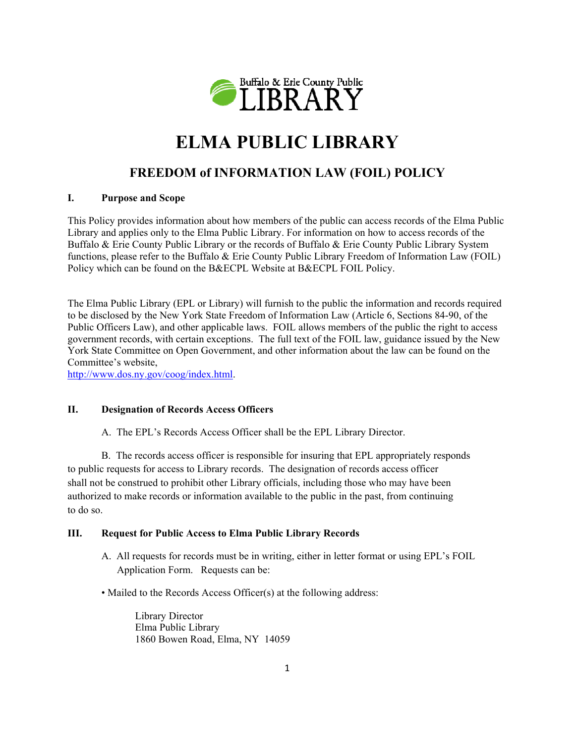Buffalo & Erie County Public LIBRARY

# ELMA PUBLIC LIBRARY

## FREEDOM of INFORMATION LAW (FOIL) POLICY

### I. Purpose and Scope

This Policy provides information about how members of the public can access records of the Elma Public Library and applies only to the Elma Public Library. For information on how to access records of the Buffalo & Erie County Public Library or the records of Buffalo & Erie County Public Library System functions, please refer to the Buffalo & Erie County Public Library Freedom of Information Law (FOIL) Policy which can be found on the B&ECPL Website at B&ECPL FOIL Policy.

The Elma Public Library (EPL or Library) will furnish to the public the information and records required to be disclosed by the New York State Freedom of Information Law (Article 6, Sections 84-90, of the Public Officers Law), and other applicable laws. FOIL allows members of the public the right to access government records, with certain exceptions. The full text of the FOIL law, guidance issued by the New York State Committee on Open Government, and other information about the law can be found on the Committee's website, http://www.dos.ny.gov/coog/index.html.

### II. Designation of Records Access Officers

A. The EPL's Records Access Officer shall be the EPL Library Director.

B. The records access officer is responsible for insuring that EPL appropriately responds to public requests for access to Library records. The designation of records access officer shall not be construed to prohibit other Library officials, including those who may have been authorized to make records or information available to the public in the past, from continuing to do so.

### III. Request for Public Access to Elma Public Library Records

A. All requests for records must be in writing, either in letter format or using EPL's FOIL Application Form. Requests can be:

- Mailed to the Records Access Officer(s) at the following address:

  Library Director  
  Elma Public Library  
  1860 Bowen Road, Elma, NY 14059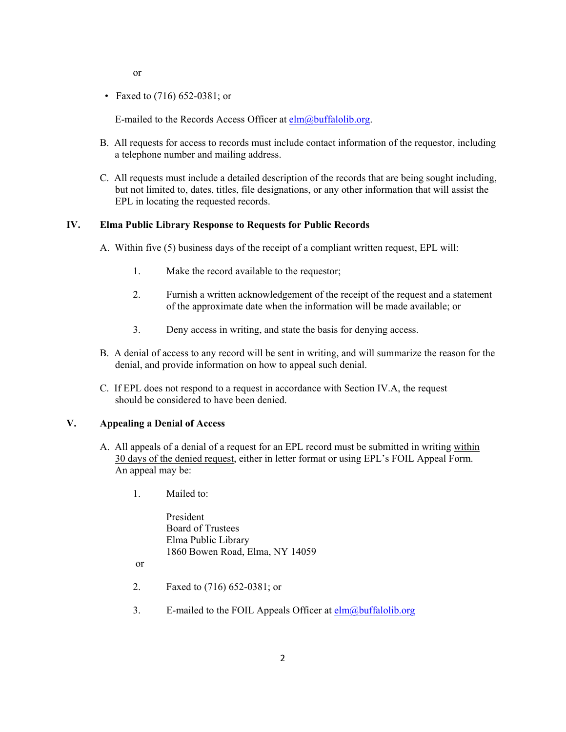or

- Faxed to (716) 652-0381; or

  E-mailed to the Records Access Officer at elm@buffalolib.org.

B. All requests for access to records must include contact information of the requestor, including a telephone number and mailing address.

C. All requests must include a detailed description of the records that are being sought including, but not limited to, dates, titles, file designations, or any other information that will assist the EPL in locating the requested records.

## IV. Elma Public Library Response to Requests for Public Records

A. Within five (5) business days of the receipt of a compliant written request, EPL will:

1. Make the record available to the requestor;

2. Furnish a written acknowledgement of the receipt of the request and a statement of the approximate date when the information will be made available; or

3. Deny access in writing, and state the basis for denying access.

B. A denial of access to any record will be sent in writing, and will summarize the reason for the denial, and provide information on how to appeal such denial.

C. If EPL does not respond to a request in accordance with Section IV.A, the request should be considered to have been denied.

## V. Appealing a Denial of Access

A. All appeals of a denial of a request for an EPL record must be submitted in writing within 30 days of the denied request, either in letter format or using EPL's FOIL Appeal Form. An appeal may be:

1. Mailed to:

   President
   Board of Trustees
   Elma Public Library
   1860 Bowen Road, Elma, NY 14059

   or

2. Faxed to (716) 652-0381; or

3. E-mailed to the FOIL Appeals Officer at elm@buffalolib.org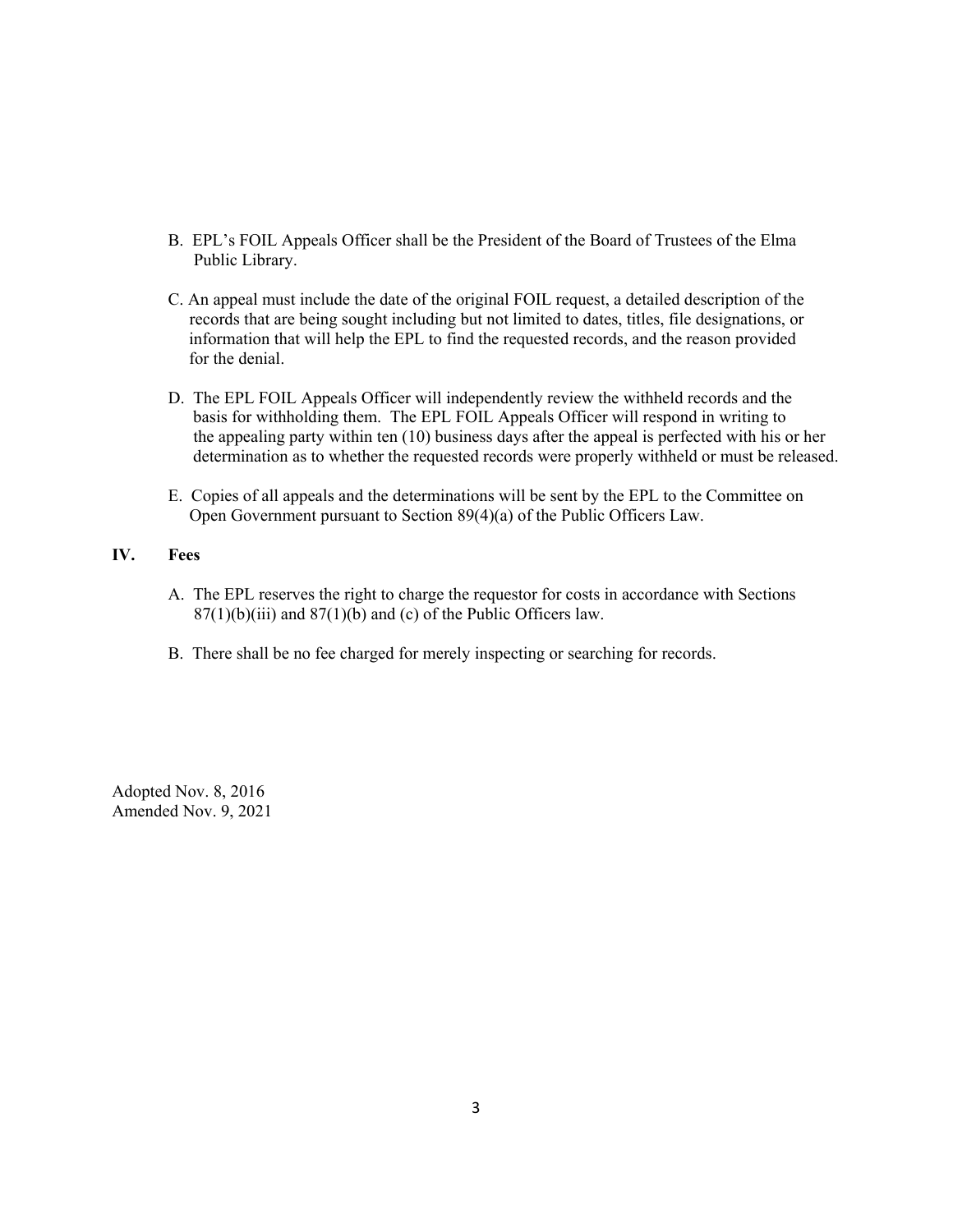B. EPL's FOIL Appeals Officer shall be the President of the Board of Trustees of the Elma Public Library.

C. An appeal must include the date of the original FOIL request, a detailed description of the records that are being sought including but not limited to dates, titles, file designations, or information that will help the EPL to find the requested records, and the reason provided for the denial.

D. The EPL FOIL Appeals Officer will independently review the withheld records and the basis for withholding them. The EPL FOIL Appeals Officer will respond in writing to the appealing party within ten (10) business days after the appeal is perfected with his or her determination as to whether the requested records were properly withheld or must be released.

E. Copies of all appeals and the determinations will be sent by the EPL to the Committee on Open Government pursuant to Section 89(4)(a) of the Public Officers Law.

## IV. Fees

A. The EPL reserves the right to charge the requestor for costs in accordance with Sections 87(1)(b)(iii) and 87(1)(b) and (c) of the Public Officers law.

B. There shall be no fee charged for merely inspecting or searching for records.

Adopted Nov. 8, 2016
Amended Nov. 9, 2021